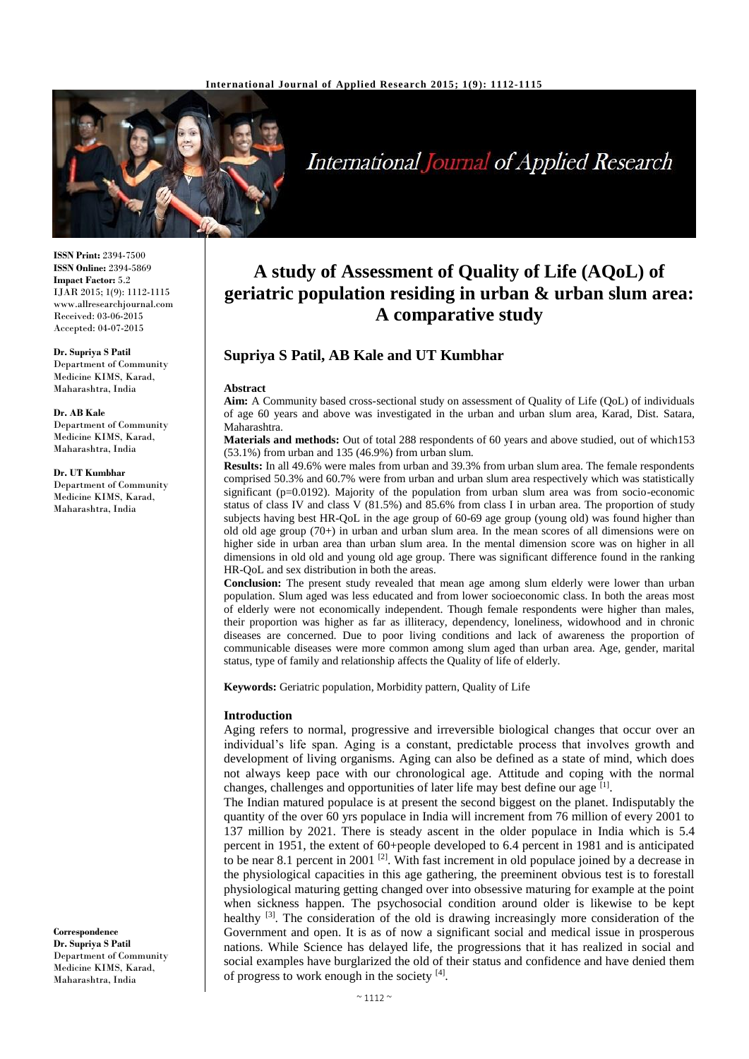ISSN Print: 2394-7500
ISSN Online: 2394-5869
Impact Factor: 5.2
IJAR 2015; 1(9): 1112-1115
www.allresearchjournal.com
Received: 03-06-2015
Accepted: 04-07-2015

**Dr. Supriya S Patil**
Department of Community Medicine KIMS, Karad, Maharashtra, India

**Dr. AB Kale**
Department of Community Medicine KIMS, Karad, Maharashtra, India

**Dr. UT Kumbhar**
Department of Community Medicine KIMS, Karad, Maharashtra, India

**Correspondence**
**Dr. Supriya S Patil**
Department of Community Medicine KIMS, Karad, Maharashtra, India

# A study of Assessment of Quality of Life (AQoL) of geriatric population residing in urban & urban slum area: A comparative study

## Supriya S Patil, AB Kale and UT Kumbhar

### Abstract

**Aim:** A Community based cross-sectional study on assessment of Quality of Life (QoL) of individuals of age 60 years and above was investigated in the urban and urban slum area, Karad, Dist. Satara, Maharashtra.

**Materials and methods:** Out of total 288 respondents of 60 years and above studied, out of which153 (53.1%) from urban and 135 (46.9%) from urban slum.

**Results:** In all 49.6% were males from urban and 39.3% from urban slum area. The female respondents comprised 50.3% and 60.7% were from urban and urban slum area respectively which was statistically significant (p=0.0192). Majority of the population from urban slum area was from socio-economic status of class IV and class V (81.5%) and 85.6% from class I in urban area. The proportion of study subjects having best HR-QoL in the age group of 60-69 age group (young old) was found higher than old old age group (70+) in urban and urban slum area. In the mean scores of all dimensions were on higher side in urban area than urban slum area. In the mental dimension score was on higher in all dimensions in old old and young old age group. There was significant difference found in the ranking HR-QoL and sex distribution in both the areas.

**Conclusion:** The present study revealed that mean age among slum elderly were lower than urban population. Slum aged was less educated and from lower socioeconomic class. In both the areas most of elderly were not economically independent. Though female respondents were higher than males, their proportion was higher as far as illiteracy, dependency, loneliness, widowhood and in chronic diseases are concerned. Due to poor living conditions and lack of awareness the proportion of communicable diseases were more common among slum aged than urban area. Age, gender, marital status, type of family and relationship affects the Quality of life of elderly.

**Keywords:** Geriatric population, Morbidity pattern, Quality of Life

### Introduction

Aging refers to normal, progressive and irreversible biological changes that occur over an individual's life span. Aging is a constant, predictable process that involves growth and development of living organisms. Aging can also be defined as a state of mind, which does not always keep pace with our chronological age. Attitude and coping with the normal changes, challenges and opportunities of later life may best define our age [1].

The Indian matured populace is at present the second biggest on the planet. Indisputably the quantity of the over 60 yrs populace in India will increment from 76 million of every 2001 to 137 million by 2021. There is steady ascent in the older populace in India which is 5.4 percent in 1951, the extent of 60+people developed to 6.4 percent in 1981 and is anticipated to be near 8.1 percent in 2001 [2]. With fast increment in old populace joined by a decrease in the physiological capacities in this age gathering, the preeminent obvious test is to forestall physiological maturing getting changed over into obsessive maturing for example at the point when sickness happen. The psychosocial condition around older is likewise to be kept healthy [3]. The consideration of the old is drawing increasingly more consideration of the Government and open. It is as of now a significant social and medical issue in prosperous nations. While Science has delayed life, the progressions that it has realized in social and social examples have burglarized the old of their status and confidence and have denied them of progress to work enough in the society [4].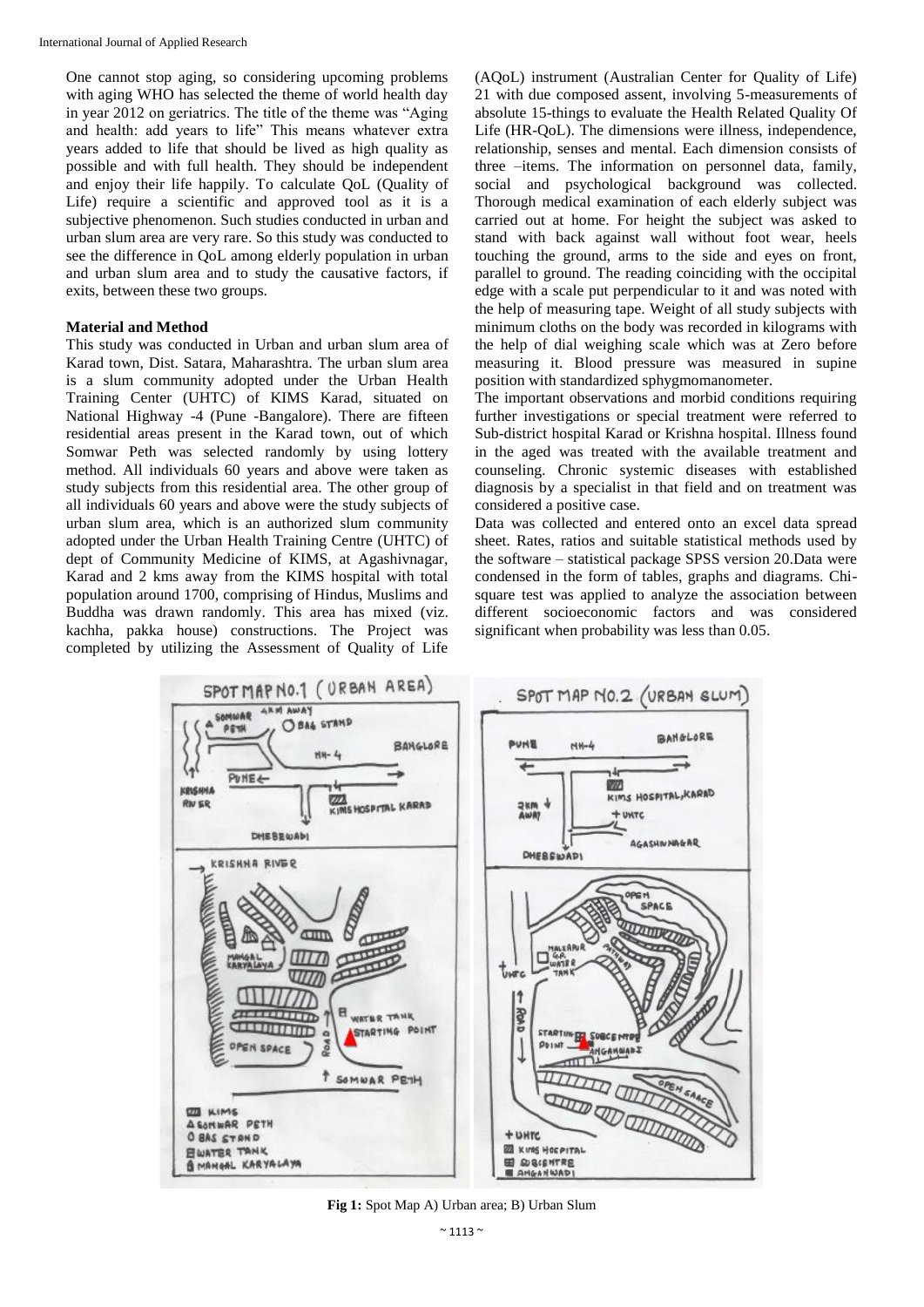One cannot stop aging, so considering upcoming problems with aging WHO has selected the theme of world health day in year 2012 on geriatrics. The title of the theme was "Aging and health: add years to life" This means whatever extra years added to life that should be lived as high quality as possible and with full health. They should be independent and enjoy their life happily. To calculate QoL (Quality of Life) require a scientific and approved tool as it is a subjective phenomenon. Such studies conducted in urban and urban slum area are very rare. So this study was conducted to see the difference in QoL among elderly population in urban and urban slum area and to study the causative factors, if exits, between these two groups.

## Material and Method

This study was conducted in Urban and urban slum area of Karad town, Dist. Satara, Maharashtra. The urban slum area is a slum community adopted under the Urban Health Training Center (UHTC) of KIMS Karad, situated on National Highway -4 (Pune -Bangalore). There are fifteen residential areas present in the Karad town, out of which Somwar Peth was selected randomly by using lottery method. All individuals 60 years and above were taken as study subjects from this residential area. The other group of all individuals 60 years and above were the study subjects of urban slum area, which is an authorized slum community adopted under the Urban Health Training Centre (UHTC) of dept of Community Medicine of KIMS, at Agashivnagar, Karad and 2 kms away from the KIMS hospital with total population around 1700, comprising of Hindus, Muslims and Buddha was drawn randomly. This area has mixed (viz. kachha, pakka house) constructions. The Project was completed by utilizing the Assessment of Quality of Life (AQoL) instrument (Australian Center for Quality of Life) 21 with due composed assent, involving 5-measurements of absolute 15-things to evaluate the Health Related Quality Of Life (HR-QoL). The dimensions were illness, independence, relationship, senses and mental. Each dimension consists of three –items. The information on personnel data, family, social and psychological background was collected. Thorough medical examination of each elderly subject was carried out at home. For height the subject was asked to stand with back against wall without foot wear, heels touching the ground, arms to the side and eyes on front, parallel to ground. The reading coinciding with the occipital edge with a scale put perpendicular to it and was noted with the help of measuring tape. Weight of all study subjects with minimum cloths on the body was recorded in kilograms with the help of dial weighing scale which was at Zero before measuring it. Blood pressure was measured in supine position with standardized sphygmomanometer.

The important observations and morbid conditions requiring further investigations or special treatment were referred to Sub-district hospital Karad or Krishna hospital. Illness found in the aged was treated with the available treatment and counseling. Chronic systemic diseases with established diagnosis by a specialist in that field and on treatment was considered a positive case.

Data was collected and entered onto an excel data spread sheet. Rates, ratios and suitable statistical methods used by the software – statistical package SPSS version 20.Data were condensed in the form of tables, graphs and diagrams. Chi-square test was applied to analyze the association between different socioeconomic factors and was considered significant when probability was less than 0.05.

**Fig 1:** Spot Map A) Urban area; B) Urban Slum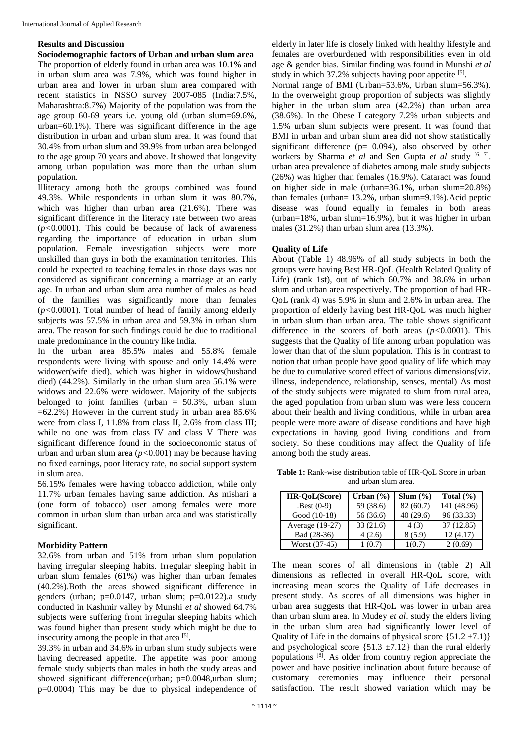## Results and Discussion

### Sociodemographic factors of Urban and urban slum area

The proportion of elderly found in urban area was 10.1% and in urban slum area was 7.9%, which was found higher in urban area and lower in urban slum area compared with recent statistics in NSSO survey 2007-085 (India:7.5%, Maharashtra:8.7%) Majority of the population was from the age group 60-69 years i.e. young old (urban slum=69.6%, urban=60.1%). There was significant difference in the age distribution in urban and urban slum area. It was found that 30.4% from urban slum and 39.9% from urban area belonged to the age group 70 years and above. It showed that longevity among urban population was more than the urban slum population.

Illiteracy among both the groups combined was found 49.3%. While respondents in urban slum it was 80.7%, which was higher than urban area (21.6%). There was significant difference in the literacy rate between two areas ($p<0.0001$). This could be because of lack of awareness regarding the importance of education in urban slum population. Female investigation subjects were more unskilled than guys in both the examination territories. This could be expected to teaching females in those days was not considered as significant concerning a marriage at an early age. In urban and urban slum area number of males as head of the families was significantly more than females ($p<0.0001$). Total number of head of family among elderly subjects was 57.5% in urban area and 59.3% in urban slum area. The reason for such findings could be due to traditional male predominance in the country like India.

In the urban area 85.5% males and 55.8% female respondents were living with spouse and only 14.4% were widower(wife died), which was higher in widows(husband died) (44.2%). Similarly in the urban slum area 56.1% were widows and 22.6% were widower. Majority of the subjects belonged to joint families (urban = 50.3%, urban slum =62.2%) However in the current study in urban area 85.6% were from class I, 11.8% from class II, 2.6% from class III; while no one was from class IV and class V There was significant difference found in the socioeconomic status of urban and urban slum area ($p<0.001$) may be because having no fixed earnings, poor literacy rate, no social support system in slum area.

56.15% females were having tobacco addiction, while only 11.7% urban females having same addiction. As mishari a (one form of tobacco) user among females were more common in urban slum than urban area and was statistically significant.

### Morbidity Pattern

32.6% from urban and 51% from urban slum population having irregular sleeping habits. Irregular sleeping habit in urban slum females (61%) was higher than urban females (40.2%).Both the areas showed significant difference in genders (urban; p=0.0147, urban slum; p=0.0122).a study conducted in Kashmir valley by Munshi *et al* showed 64.7% subjects were suffering from irregular sleeping habits which was found higher than present study which might be due to insecurity among the people in that area [5].

39.3% in urban and 34.6% in urban slum study subjects were having decreased appetite. The appetite was poor among female study subjects than males in both the study areas and showed significant difference(urban; p=0.0048,urban slum; p=0.0004) This may be due to physical independence of elderly in later life is closely linked with healthy lifestyle and females are overburdened with responsibilities even in old age & gender bias. Similar finding was found in Munshi *et al* study in which 37.2% subjects having poor appetite [5].

Normal range of BMI (Urban=53.6%, Urban slum=56.3%). In the overweight group proportion of subjects was slightly higher in the urban slum area (42.2%) than urban area (38.6%). In the Obese I category 7.2% urban subjects and 1.5% urban slum subjects were present. It was found that BMI in urban and urban slum area did not show statistically significant difference (p= 0.094), also observed by other workers by Sharma *et al* and Sen Gupta *et al* study [6, 7]. urban area prevalence of diabetes among male study subjects (26%) was higher than females (16.9%). Cataract was found on higher side in male (urban=36.1%, urban slum=20.8%) than females (urban= 13.2%, urban slum=9.1%).Acid peptic disease was found equally in females in both areas (urban=18%, urban slum=16.9%), but it was higher in urban males (31.2%) than urban slum area (13.3%).

### Quality of Life

About (Table 1) 48.96% of all study subjects in both the groups were having Best HR-QoL (Health Related Quality of Life) (rank 1st), out of which 60.7% and 38.6% in urban slum and urban area respectively. The proportion of bad HR-QoL (rank 4) was 5.9% in slum and 2.6% in urban area. The proportion of elderly having best HR-QoL was much higher in urban slum than urban area. The table shows significant difference in the scorers of both areas ($p<0.0001$). This suggests that the Quality of life among urban population was lower than that of the slum population. This is in contrast to notion that urban people have good quality of life which may be due to cumulative scored effect of various dimensions(viz. illness, independence, relationship, senses, mental) As most of the study subjects were migrated to slum from rural area, the aged population from urban slum was were less concern about their health and living conditions, while in urban area people were more aware of disease conditions and have high expectations in having good living conditions and from society. So these conditions may affect the Quality of life among both the study areas.

**Table 1:** Rank-wise distribution table of HR-QoL Score in urban and urban slum area.

| HR-QoL(Score) | Urban (%) | Slum (%) | Total (%) |
|---|---|---|---|
| .Best (0-9) | 59 (38.6) | 82 (60.7) | 141 (48.96) |
| Good (10-18) | 56 (36.6) | 40 (29.6) | 96 (33.33) |
| Average (19-27) | 33 (21.6) | 4 (3) | 37 (12.85) |
| Bad (28-36) | 4 (2.6) | 8 (5.9) | 12 (4.17) |
| Worst (37-45) | 1 (0.7) | 1(0.7) | 2 (0.69) |

The mean scores of all dimensions in (table 2) All dimensions as reflected in overall HR-QoL score, with increasing mean scores the Quality of Life decreases in present study. As scores of all dimensions was higher in urban area suggests that HR-QoL was lower in urban area than urban slum area. In Mudey *et al*. study the elders living in the urban slum area had significantly lower level of Quality of Life in the domains of physical score {51.2 ±7.1)} and psychological score {51.3 ±7.12} than the rural elderly populations [8]. As older from country region appreciate the power and have positive inclination about future because of customary ceremonies may influence their personal satisfaction. The result showed variation which may be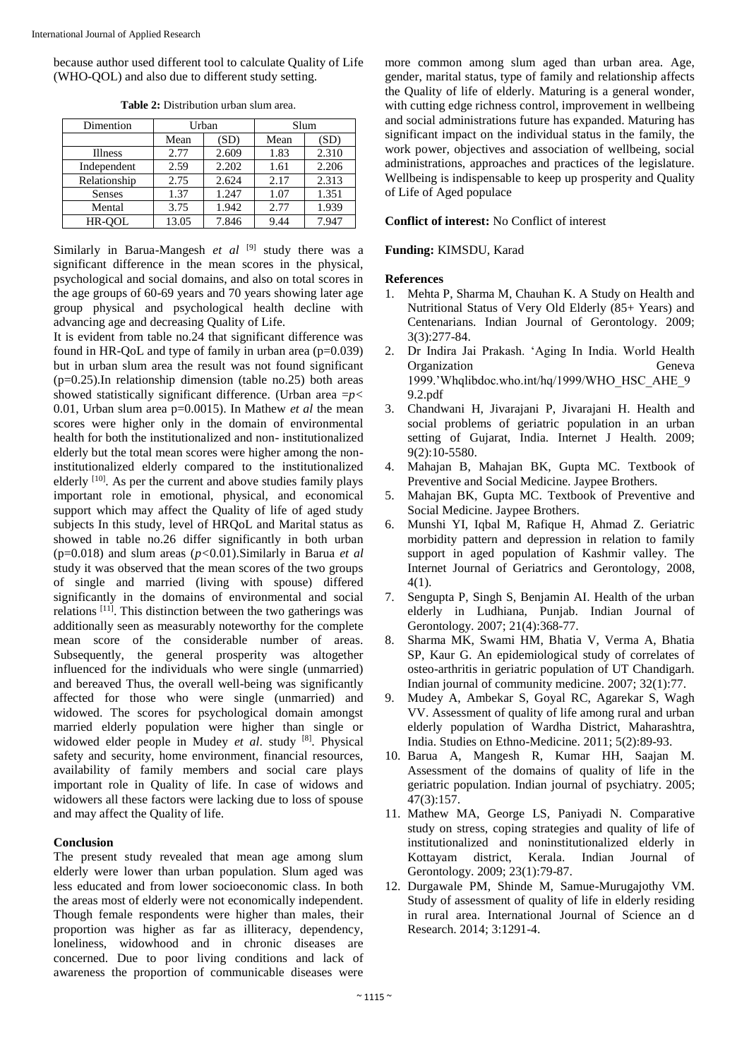because author used different tool to calculate Quality of Life (WHO-QOL) and also due to different study setting.

**Table 2:** Distribution urban slum area.

| Dimention | Urban | | Slum | |
|---|---|---|---|---|
| | Mean | (SD) | Mean | (SD) |
| Illness | 2.77 | 2.609 | 1.83 | 2.310 |
| Independent | 2.59 | 2.202 | 1.61 | 2.206 |
| Relationship | 2.75 | 2.624 | 2.17 | 2.313 |
| Senses | 1.37 | 1.247 | 1.07 | 1.351 |
| Mental | 3.75 | 1.942 | 2.77 | 1.939 |
| HR-QOL | 13.05 | 7.846 | 9.44 | 7.947 |

Similarly in Barua-Mangesh *et al* [9] study there was a significant difference in the mean scores in the physical, psychological and social domains, and also on total scores in the age groups of 60-69 years and 70 years showing later age group physical and psychological health decline with advancing age and decreasing Quality of Life.

It is evident from table no.24 that significant difference was found in HR-QoL and type of family in urban area ($p=0.039$) but in urban slum area the result was not found significant ($p=0.25$).In relationship dimension (table no.25) both areas showed statistically significant difference. (Urban area $=p< 0.01$, Urban slum area $p=0.0015$). In Mathew *et al* the mean scores were higher only in the domain of environmental health for both the institutionalized and non- institutionalized elderly but the total mean scores were higher among the non-institutionalized elderly compared to the institutionalized elderly [10]. As per the current and above studies family plays important role in emotional, physical, and economical support which may affect the Quality of life of aged study subjects In this study, level of HRQoL and Marital status as showed in table no.26 differ significantly in both urban ($p=0.018$) and slum areas ($p<0.01$).Similarly in Barua *et al* study it was observed that the mean scores of the two groups of single and married (living with spouse) differed significantly in the domains of environmental and social relations [11]. This distinction between the two gatherings was additionally seen as measurably noteworthy for the complete mean score of the considerable number of areas. Subsequently, the general prosperity was altogether influenced for the individuals who were single (unmarried) and bereaved Thus, the overall well-being was significantly affected for those who were single (unmarried) and widowed. The scores for psychological domain amongst married elderly population were higher than single or widowed elder people in Mudey *et al*. study [8]. Physical safety and security, home environment, financial resources, availability of family members and social care plays important role in Quality of life. In case of widows and widowers all these factors were lacking due to loss of spouse and may affect the Quality of life.

## Conclusion

The present study revealed that mean age among slum elderly were lower than urban population. Slum aged was less educated and from lower socioeconomic class. In both the areas most of elderly were not economically independent. Though female respondents were higher than males, their proportion was higher as far as illiteracy, dependency, loneliness, widowhood and in chronic diseases are concerned. Due to poor living conditions and lack of awareness the proportion of communicable diseases were more common among slum aged than urban area. Age, gender, marital status, type of family and relationship affects the Quality of life of elderly. Maturing is a general wonder, with cutting edge richness control, improvement in wellbeing and social administrations future has expanded. Maturing has significant impact on the individual status in the family, the work power, objectives and association of wellbeing, social administrations, approaches and practices of the legislature. Wellbeing is indispensable to keep up prosperity and Quality of Life of Aged populace

**Conflict of interest:** No Conflict of interest

**Funding:** KIMSDU, Karad

## References

1. Mehta P, Sharma M, Chauhan K. A Study on Health and Nutritional Status of Very Old Elderly (85+ Years) and Centenarians. Indian Journal of Gerontology. 2009; 3(3):277-84.
2. Dr Indira Jai Prakash. 'Aging In India. World Health Organization Geneva 1999.'Whqlibdoc.who.int/hq/1999/WHO_HSC_AHE_99.2.pdf
3. Chandwani H, Jivarajani P, Jivarajani H. Health and social problems of geriatric population in an urban setting of Gujarat, India. Internet J Health. 2009; 9(2):10-5580.
4. Mahajan B, Mahajan BK, Gupta MC. Textbook of Preventive and Social Medicine. Jaypee Brothers.
5. Mahajan BK, Gupta MC. Textbook of Preventive and Social Medicine. Jaypee Brothers.
6. Munshi YI, Iqbal M, Rafique H, Ahmad Z. Geriatric morbidity pattern and depression in relation to family support in aged population of Kashmir valley. The Internet Journal of Geriatrics and Gerontology, 2008, 4(1).
7. Sengupta P, Singh S, Benjamin AI. Health of the urban elderly in Ludhiana, Punjab. Indian Journal of Gerontology. 2007; 21(4):368-77.
8. Sharma MK, Swami HM, Bhatia V, Verma A, Bhatia SP, Kaur G. An epidemiological study of correlates of osteo-arthritis in geriatric population of UT Chandigarh. Indian journal of community medicine. 2007; 32(1):77.
9. Mudey A, Ambekar S, Goyal RC, Agarekar S, Wagh VV. Assessment of quality of life among rural and urban elderly population of Wardha District, Maharashtra, India. Studies on Ethno-Medicine. 2011; 5(2):89-93.
10. Barua A, Mangesh R, Kumar HH, Saajan M. Assessment of the domains of quality of life in the geriatric population. Indian journal of psychiatry. 2005; 47(3):157.
11. Mathew MA, George LS, Paniyadi N. Comparative study on stress, coping strategies and quality of life of institutionalized and noninstitutionalized elderly in Kottayam district, Kerala. Indian Journal of Gerontology. 2009; 23(1):79-87.
12. Durgawale PM, Shinde M, Samue-Murugajothy VM. Study of assessment of quality of life in elderly residing in rural area. International Journal of Science an d Research. 2014; 3:1291-4.